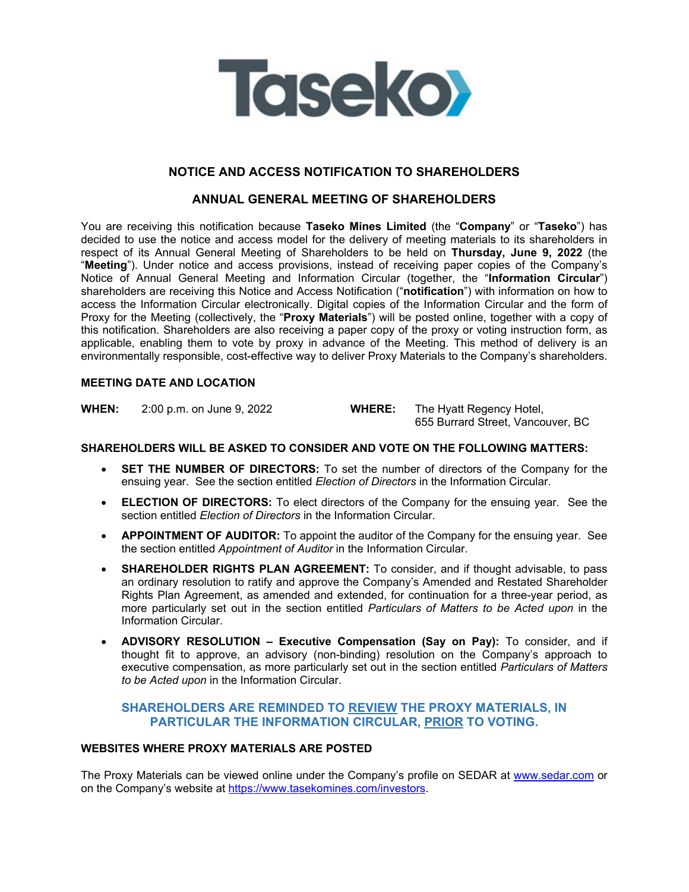# Taseko

## NOTICE AND ACCESS NOTIFICATION TO SHAREHOLDERS

## ANNUAL GENERAL MEETING OF SHAREHOLDERS

You are receiving this notification because **Taseko Mines Limited** (the "**Company**" or "**Taseko**") has decided to use the notice and access model for the delivery of meeting materials to its shareholders in respect of its Annual General Meeting of Shareholders to be held on **Thursday, June 9, 2022** (the "**Meeting**"). Under notice and access provisions, instead of receiving paper copies of the Company's Notice of Annual General Meeting and Information Circular (together, the "**Information Circular**") shareholders are receiving this Notice and Access Notification ("**notification**") with information on how to access the Information Circular electronically. Digital copies of the Information Circular and the form of Proxy for the Meeting (collectively, the "**Proxy Materials**") will be posted online, together with a copy of this notification. Shareholders are also receiving a paper copy of the proxy or voting instruction form, as applicable, enabling them to vote by proxy in advance of the Meeting. This method of delivery is an environmentally responsible, cost-effective way to deliver Proxy Materials to the Company's shareholders.

### MEETING DATE AND LOCATION

**WHEN:** 2:00 p.m. on June 9, 2022

**WHERE:** The Hyatt Regency Hotel, 655 Burrard Street, Vancouver, BC

### SHAREHOLDERS WILL BE ASKED TO CONSIDER AND VOTE ON THE FOLLOWING MATTERS:

- **SET THE NUMBER OF DIRECTORS:** To set the number of directors of the Company for the ensuing year. See the section entitled *Election of Directors* in the Information Circular.
- **ELECTION OF DIRECTORS:** To elect directors of the Company for the ensuing year. See the section entitled *Election of Directors* in the Information Circular.
- **APPOINTMENT OF AUDITOR:** To appoint the auditor of the Company for the ensuing year. See the section entitled *Appointment of Auditor* in the Information Circular.
- **SHAREHOLDER RIGHTS PLAN AGREEMENT:** To consider, and if thought advisable, to pass an ordinary resolution to ratify and approve the Company's Amended and Restated Shareholder Rights Plan Agreement, as amended and extended, for continuation for a three-year period, as more particularly set out in the section entitled *Particulars of Matters to be Acted upon* in the Information Circular.
- **ADVISORY RESOLUTION – Executive Compensation (Say on Pay):** To consider, and if thought fit to approve, an advisory (non-binding) resolution on the Company's approach to executive compensation, as more particularly set out in the section entitled *Particulars of Matters to be Acted upon* in the Information Circular.

**SHAREHOLDERS ARE REMINDED TO REVIEW THE PROXY MATERIALS, IN PARTICULAR THE INFORMATION CIRCULAR, PRIOR TO VOTING.**

### WEBSITES WHERE PROXY MATERIALS ARE POSTED

The Proxy Materials can be viewed online under the Company's profile on SEDAR at www.sedar.com or on the Company's website at https://www.tasekomines.com/investors.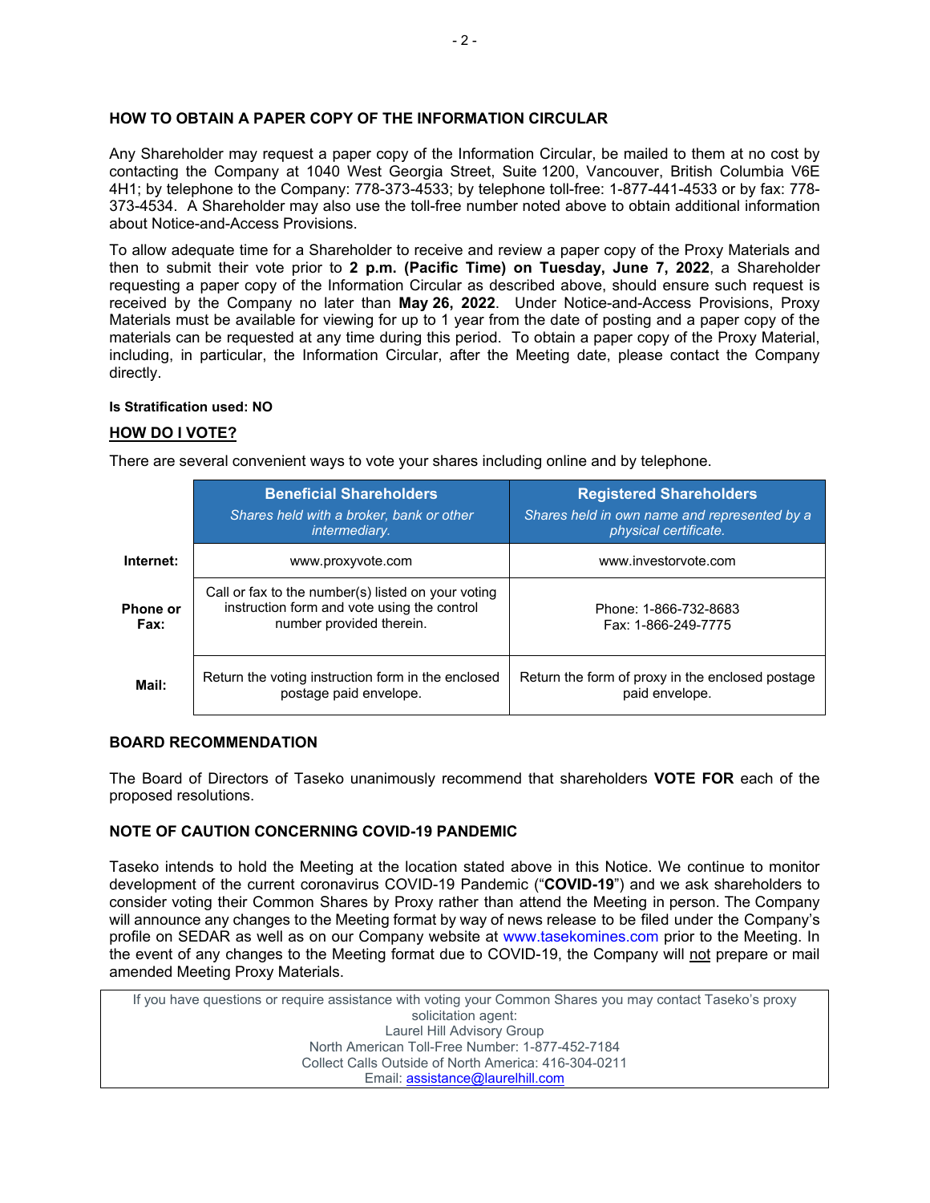## HOW TO OBTAIN A PAPER COPY OF THE INFORMATION CIRCULAR

Any Shareholder may request a paper copy of the Information Circular, be mailed to them at no cost by contacting the Company at 1040 West Georgia Street, Suite 1200, Vancouver, British Columbia V6E 4H1; by telephone to the Company: 778-373-4533; by telephone toll-free: 1-877-441-4533 or by fax: 778-373-4534. A Shareholder may also use the toll-free number noted above to obtain additional information about Notice-and-Access Provisions.

To allow adequate time for a Shareholder to receive and review a paper copy of the Proxy Materials and then to submit their vote prior to **2 p.m. (Pacific Time) on Tuesday, June 7, 2022**, a Shareholder requesting a paper copy of the Information Circular as described above, should ensure such request is received by the Company no later than **May 26, 2022**. Under Notice-and-Access Provisions, Proxy Materials must be available for viewing for up to 1 year from the date of posting and a paper copy of the materials can be requested at any time during this period. To obtain a paper copy of the Proxy Material, including, in particular, the Information Circular, after the Meeting date, please contact the Company directly.

**Is Stratification used: NO**

## HOW DO I VOTE?

There are several convenient ways to vote your shares including online and by telephone.

| | **Beneficial Shareholders**<br>*Shares held with a broker, bank or other intermediary.* | **Registered Shareholders**<br>*Shares held in own name and represented by a physical certificate.* |
|---|---|---|
| **Internet:** | www.proxyvote.com | www.investorvote.com |
| **Phone or Fax:** | Call or fax to the number(s) listed on your voting instruction form and vote using the control number provided therein. | Phone: 1-866-732-8683<br>Fax: 1-866-249-7775 |
| **Mail:** | Return the voting instruction form in the enclosed postage paid envelope. | Return the form of proxy in the enclosed postage paid envelope. |

## BOARD RECOMMENDATION

The Board of Directors of Taseko unanimously recommend that shareholders **VOTE FOR** each of the proposed resolutions.

## NOTE OF CAUTION CONCERNING COVID-19 PANDEMIC

Taseko intends to hold the Meeting at the location stated above in this Notice. We continue to monitor development of the current coronavirus COVID-19 Pandemic ("**COVID-19**") and we ask shareholders to consider voting their Common Shares by Proxy rather than attend the Meeting in person. The Company will announce any changes to the Meeting format by way of news release to be filed under the Company's profile on SEDAR as well as on our Company website at www.tasekomines.com prior to the Meeting. In the event of any changes to the Meeting format due to COVID-19, the Company will not prepare or mail amended Meeting Proxy Materials.

If you have questions or require assistance with voting your Common Shares you may contact Taseko's proxy solicitation agent:
Laurel Hill Advisory Group
North American Toll-Free Number: 1-877-452-7184
Collect Calls Outside of North America: 416-304-0211
Email: assistance@laurelhill.com